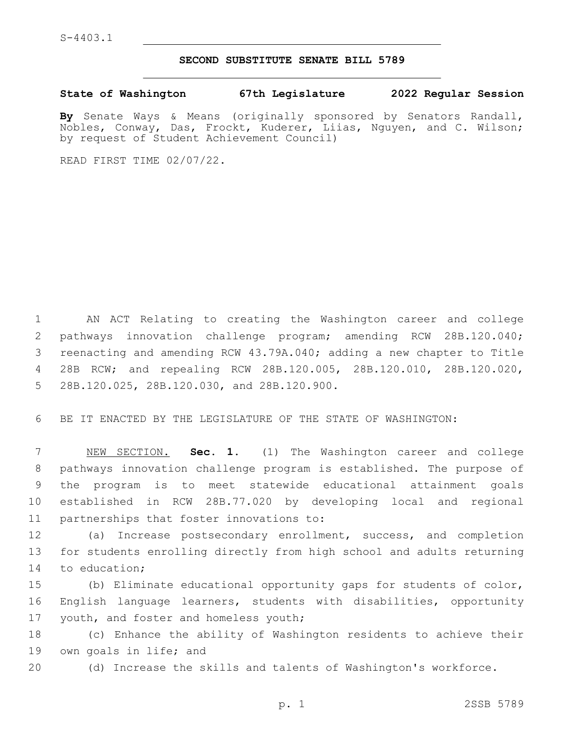S-4403.1

# SECOND SUBSTITUTE SENATE BILL 5789

**State of Washington 67th Legislature 2022 Regular Session**

**By** Senate Ways & Means (originally sponsored by Senators Randall, Nobles, Conway, Das, Frockt, Kuderer, Liias, Nguyen, and C. Wilson; by request of Student Achievement Council)

READ FIRST TIME 02/07/22.

AN ACT Relating to creating the Washington career and college pathways innovation challenge program; amending RCW 28B.120.040; reenacting and amending RCW 43.79A.040; adding a new chapter to Title 28B RCW; and repealing RCW 28B.120.005, 28B.120.010, 28B.120.020, 28B.120.025, 28B.120.030, and 28B.120.900.

BE IT ENACTED BY THE LEGISLATURE OF THE STATE OF WASHINGTON:

NEW SECTION. **Sec. 1.** (1) The Washington career and college pathways innovation challenge program is established. The purpose of the program is to meet statewide educational attainment goals established in RCW 28B.77.020 by developing local and regional partnerships that foster innovations to:

(a) Increase postsecondary enrollment, success, and completion for students enrolling directly from high school and adults returning to education;

(b) Eliminate educational opportunity gaps for students of color, English language learners, students with disabilities, opportunity youth, and foster and homeless youth;

(c) Enhance the ability of Washington residents to achieve their own goals in life; and

(d) Increase the skills and talents of Washington's workforce.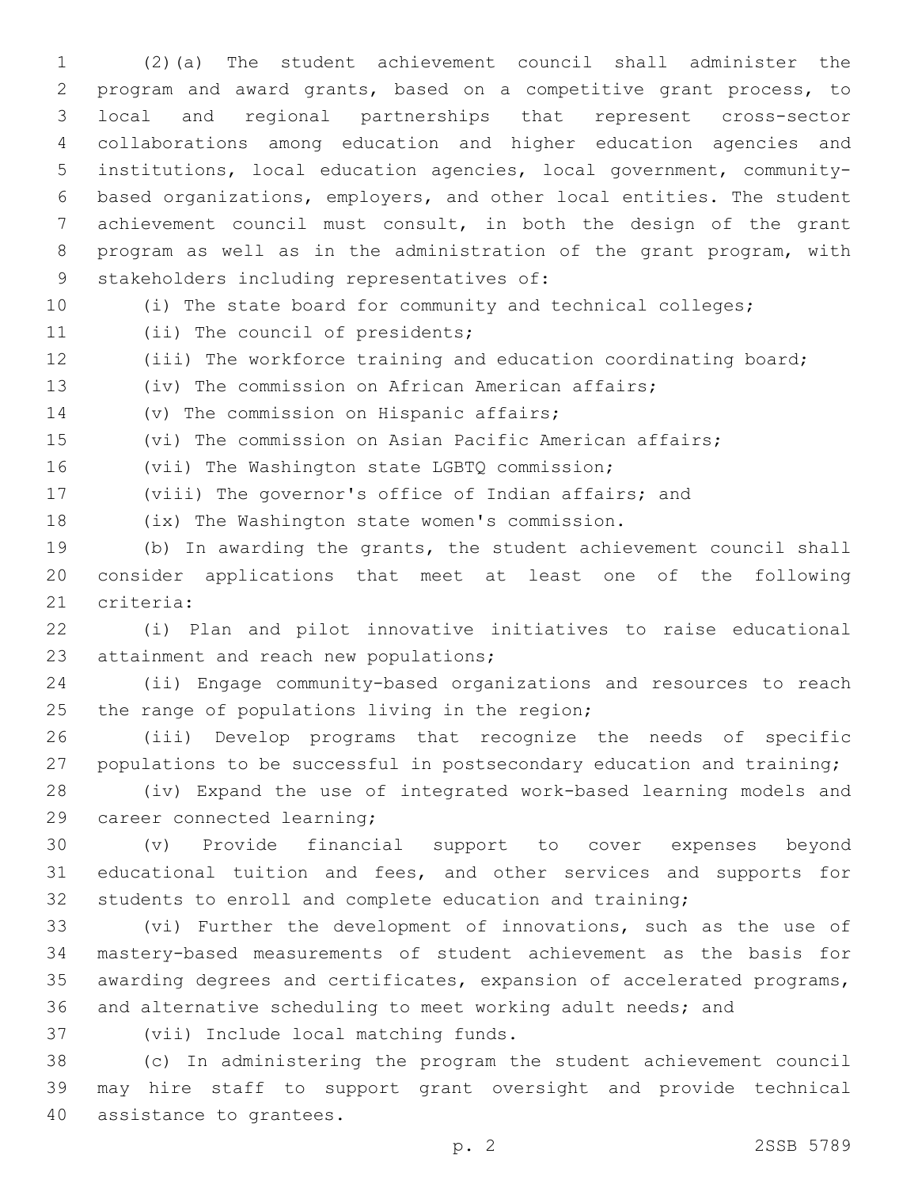(2)(a) The student achievement council shall administer the program and award grants, based on a competitive grant process, to local and regional partnerships that represent cross-sector collaborations among education and higher education agencies and institutions, local education agencies, local government, community-based organizations, employers, and other local entities. The student achievement council must consult, in both the design of the grant program as well as in the administration of the grant program, with stakeholders including representatives of:

(i) The state board for community and technical colleges;

(ii) The council of presidents;

(iii) The workforce training and education coordinating board;

(iv) The commission on African American affairs;

(v) The commission on Hispanic affairs;

(vi) The commission on Asian Pacific American affairs;

(vii) The Washington state LGBTQ commission;

(viii) The governor's office of Indian affairs; and

(ix) The Washington state women's commission.

(b) In awarding the grants, the student achievement council shall consider applications that meet at least one of the following criteria:

(i) Plan and pilot innovative initiatives to raise educational attainment and reach new populations;

(ii) Engage community-based organizations and resources to reach the range of populations living in the region;

(iii) Develop programs that recognize the needs of specific populations to be successful in postsecondary education and training;

(iv) Expand the use of integrated work-based learning models and career connected learning;

(v) Provide financial support to cover expenses beyond educational tuition and fees, and other services and supports for students to enroll and complete education and training;

(vi) Further the development of innovations, such as the use of mastery-based measurements of student achievement as the basis for awarding degrees and certificates, expansion of accelerated programs, and alternative scheduling to meet working adult needs; and

(vii) Include local matching funds.

(c) In administering the program the student achievement council may hire staff to support grant oversight and provide technical assistance to grantees.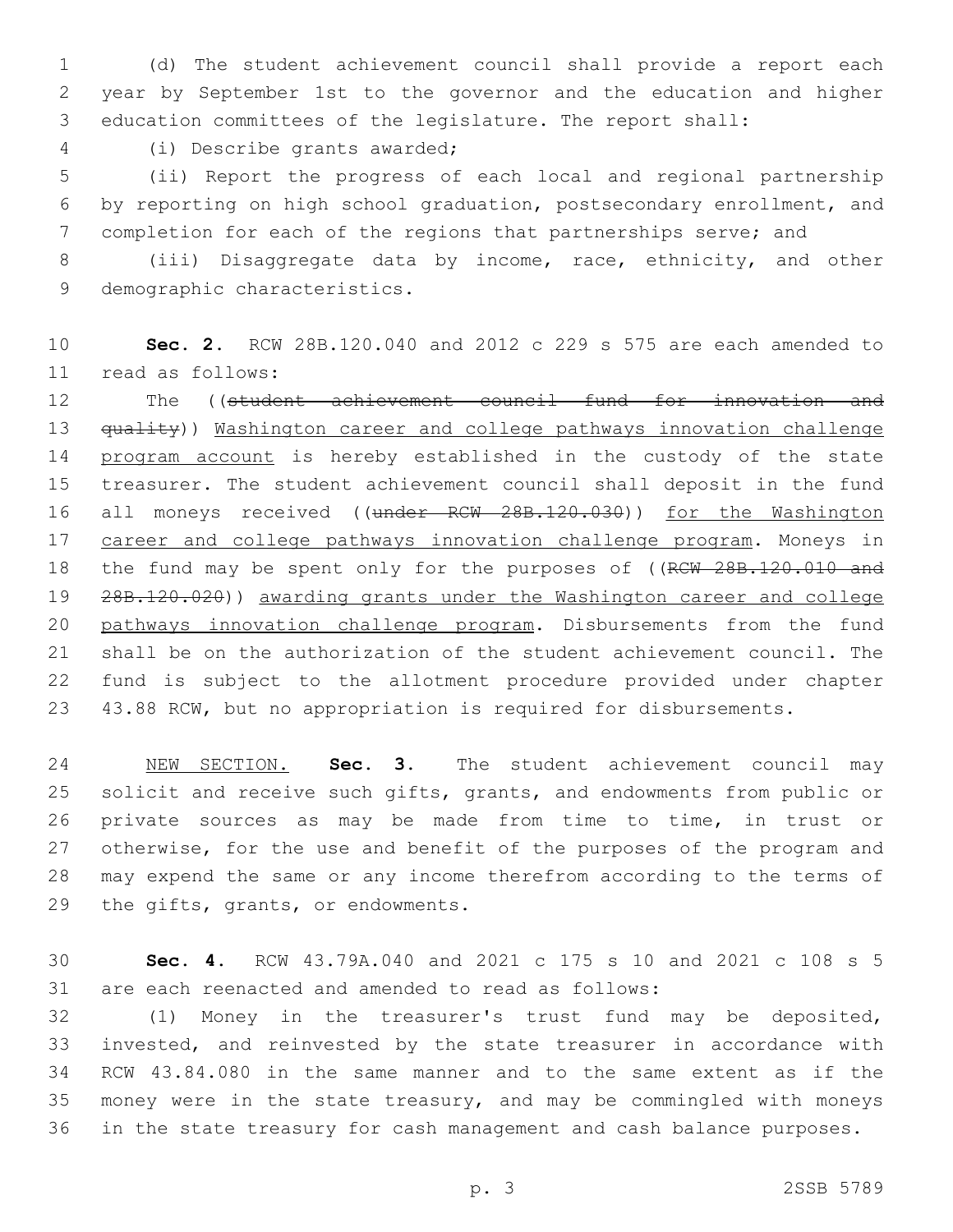(d) The student achievement council shall provide a report each year by September 1st to the governor and the education and higher education committees of the legislature. The report shall:

(i) Describe grants awarded;

(ii) Report the progress of each local and regional partnership by reporting on high school graduation, postsecondary enrollment, and completion for each of the regions that partnerships serve; and

(iii) Disaggregate data by income, race, ethnicity, and other demographic characteristics.

**Sec. 2.** RCW 28B.120.040 and 2012 c 229 s 575 are each amended to read as follows:

The ((~~student achievement council fund for innovation and quality~~)) <u>Washington career and college pathways innovation challenge program account</u> is hereby established in the custody of the state treasurer. The student achievement council shall deposit in the fund all moneys received ((~~under RCW 28B.120.030~~)) <u>for the Washington career and college pathways innovation challenge program</u>. Moneys in the fund may be spent only for the purposes of ((~~RCW 28B.120.010 and 28B.120.020~~)) <u>awarding grants under the Washington career and college pathways innovation challenge program</u>. Disbursements from the fund shall be on the authorization of the student achievement council. The fund is subject to the allotment procedure provided under chapter 43.88 RCW, but no appropriation is required for disbursements.

<u>NEW SECTION.</u> **Sec. 3.** The student achievement council may solicit and receive such gifts, grants, and endowments from public or private sources as may be made from time to time, in trust or otherwise, for the use and benefit of the purposes of the program and may expend the same or any income therefrom according to the terms of the gifts, grants, or endowments.

**Sec. 4.** RCW 43.79A.040 and 2021 c 175 s 10 and 2021 c 108 s 5 are each reenacted and amended to read as follows:

(1) Money in the treasurer's trust fund may be deposited, invested, and reinvested by the state treasurer in accordance with RCW 43.84.080 in the same manner and to the same extent as if the money were in the state treasury, and may be commingled with moneys in the state treasury for cash management and cash balance purposes.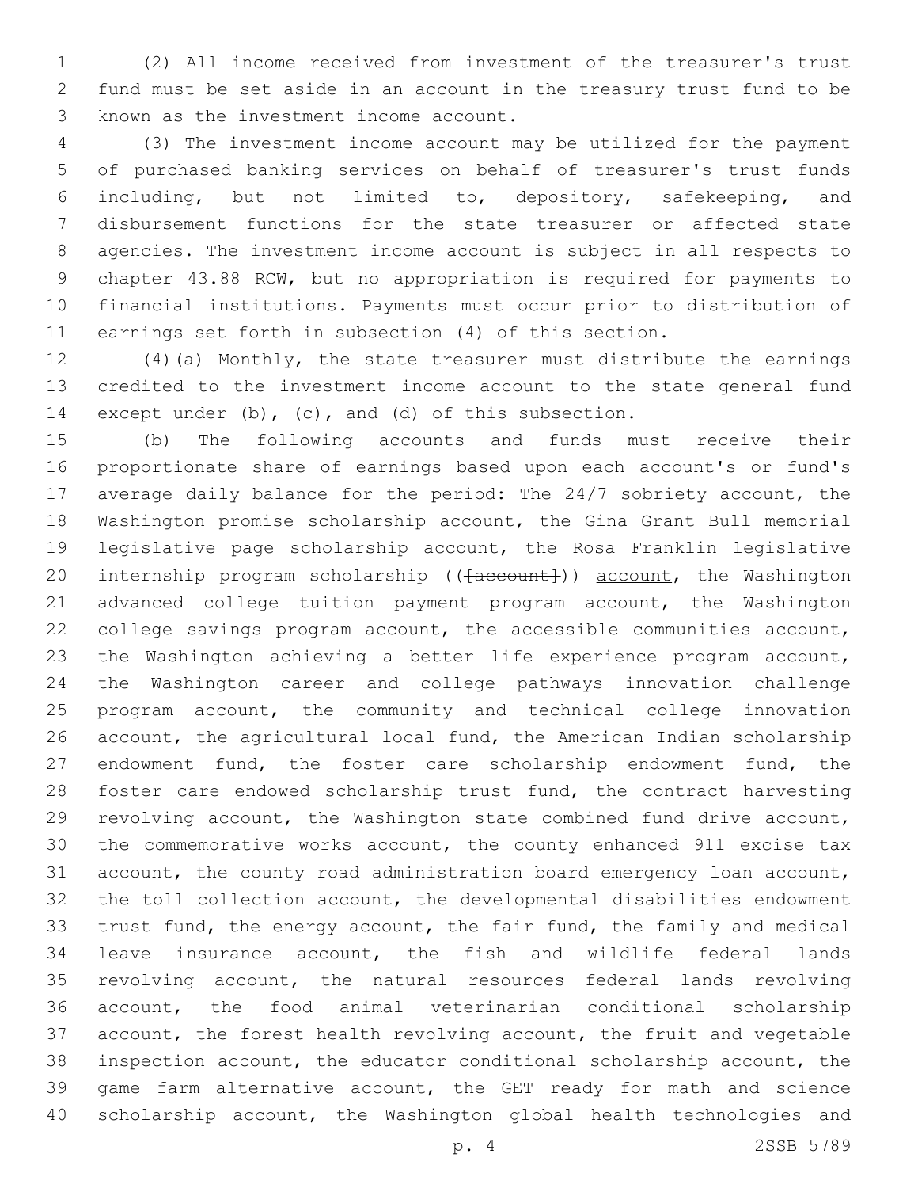(2) All income received from investment of the treasurer's trust fund must be set aside in an account in the treasury trust fund to be known as the investment income account.

(3) The investment income account may be utilized for the payment of purchased banking services on behalf of treasurer's trust funds including, but not limited to, depository, safekeeping, and disbursement functions for the state treasurer or affected state agencies. The investment income account is subject in all respects to chapter 43.88 RCW, but no appropriation is required for payments to financial institutions. Payments must occur prior to distribution of earnings set forth in subsection (4) of this section.

(4)(a) Monthly, the state treasurer must distribute the earnings credited to the investment income account to the state general fund except under (b), (c), and (d) of this subsection.

(b) The following accounts and funds must receive their proportionate share of earnings based upon each account's or fund's average daily balance for the period: The 24/7 sobriety account, the Washington promise scholarship account, the Gina Grant Bull memorial legislative page scholarship account, the Rosa Franklin legislative internship program scholarship ((~~[account]~~)) <u>account</u>, the Washington advanced college tuition payment program account, the Washington college savings program account, the accessible communities account, the Washington achieving a better life experience program account, <u>the Washington career and college pathways innovation challenge program account,</u> the community and technical college innovation account, the agricultural local fund, the American Indian scholarship endowment fund, the foster care scholarship endowment fund, the foster care endowed scholarship trust fund, the contract harvesting revolving account, the Washington state combined fund drive account, the commemorative works account, the county enhanced 911 excise tax account, the county road administration board emergency loan account, the toll collection account, the developmental disabilities endowment trust fund, the energy account, the fair fund, the family and medical leave insurance account, the fish and wildlife federal lands revolving account, the natural resources federal lands revolving account, the food animal veterinarian conditional scholarship account, the forest health revolving account, the fruit and vegetable inspection account, the educator conditional scholarship account, the game farm alternative account, the GET ready for math and science scholarship account, the Washington global health technologies and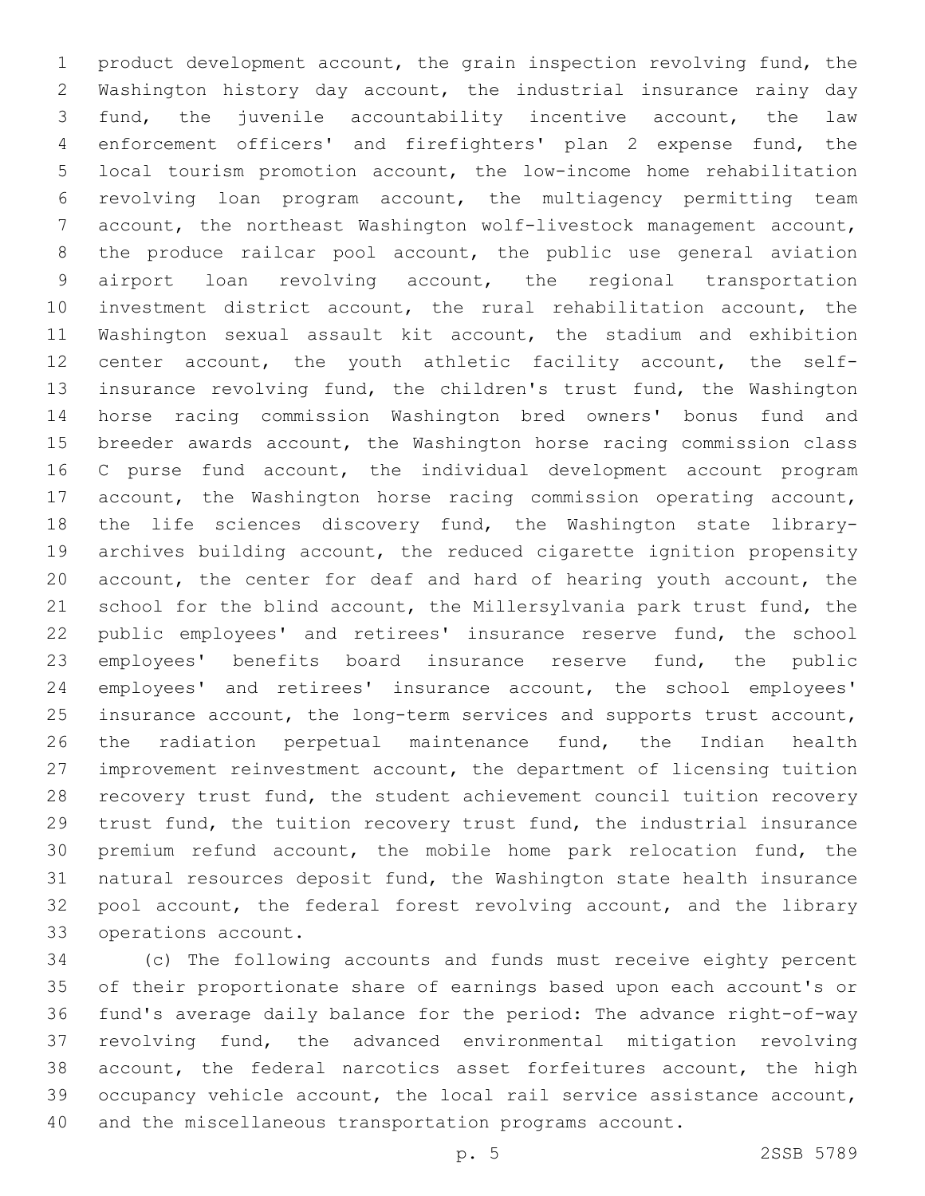product development account, the grain inspection revolving fund, the Washington history day account, the industrial insurance rainy day fund, the juvenile accountability incentive account, the law enforcement officers' and firefighters' plan 2 expense fund, the local tourism promotion account, the low-income home rehabilitation revolving loan program account, the multiagency permitting team account, the northeast Washington wolf-livestock management account, the produce railcar pool account, the public use general aviation airport loan revolving account, the regional transportation investment district account, the rural rehabilitation account, the Washington sexual assault kit account, the stadium and exhibition center account, the youth athletic facility account, the self-insurance revolving fund, the children's trust fund, the Washington horse racing commission Washington bred owners' bonus fund and breeder awards account, the Washington horse racing commission class C purse fund account, the individual development account program account, the Washington horse racing commission operating account, the life sciences discovery fund, the Washington state library-archives building account, the reduced cigarette ignition propensity account, the center for deaf and hard of hearing youth account, the school for the blind account, the Millersylvania park trust fund, the public employees' and retirees' insurance reserve fund, the school employees' benefits board insurance reserve fund, the public employees' and retirees' insurance account, the school employees' insurance account, the long-term services and supports trust account, the radiation perpetual maintenance fund, the Indian health improvement reinvestment account, the department of licensing tuition recovery trust fund, the student achievement council tuition recovery trust fund, the tuition recovery trust fund, the industrial insurance premium refund account, the mobile home park relocation fund, the natural resources deposit fund, the Washington state health insurance pool account, the federal forest revolving account, and the library operations account.

(c) The following accounts and funds must receive eighty percent of their proportionate share of earnings based upon each account's or fund's average daily balance for the period: The advance right-of-way revolving fund, the advanced environmental mitigation revolving account, the federal narcotics asset forfeitures account, the high occupancy vehicle account, the local rail service assistance account, and the miscellaneous transportation programs account.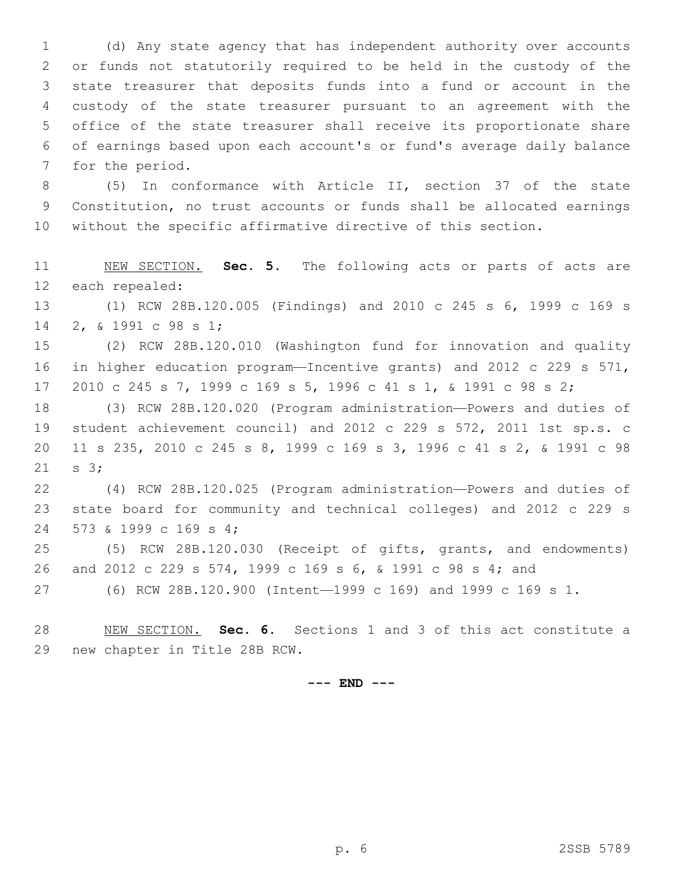(d) Any state agency that has independent authority over accounts or funds not statutorily required to be held in the custody of the state treasurer that deposits funds into a fund or account in the custody of the state treasurer pursuant to an agreement with the office of the state treasurer shall receive its proportionate share of earnings based upon each account's or fund's average daily balance for the period.

(5) In conformance with Article II, section 37 of the state Constitution, no trust accounts or funds shall be allocated earnings without the specific affirmative directive of this section.

NEW SECTION. **Sec. 5.** The following acts or parts of acts are each repealed:

(1) RCW 28B.120.005 (Findings) and 2010 c 245 s 6, 1999 c 169 s 2, & 1991 c 98 s 1;

(2) RCW 28B.120.010 (Washington fund for innovation and quality in higher education program—Incentive grants) and 2012 c 229 s 571, 2010 c 245 s 7, 1999 c 169 s 5, 1996 c 41 s 1, & 1991 c 98 s 2;

(3) RCW 28B.120.020 (Program administration—Powers and duties of student achievement council) and 2012 c 229 s 572, 2011 1st sp.s. c 11 s 235, 2010 c 245 s 8, 1999 c 169 s 3, 1996 c 41 s 2, & 1991 c 98 s 3;

(4) RCW 28B.120.025 (Program administration—Powers and duties of state board for community and technical colleges) and 2012 c 229 s 573 & 1999 c 169 s 4;

(5) RCW 28B.120.030 (Receipt of gifts, grants, and endowments) and 2012 c 229 s 574, 1999 c 169 s 6, & 1991 c 98 s 4; and

(6) RCW 28B.120.900 (Intent—1999 c 169) and 1999 c 169 s 1.

NEW SECTION. **Sec. 6.** Sections 1 and 3 of this act constitute a new chapter in Title 28B RCW.

**--- END ---**